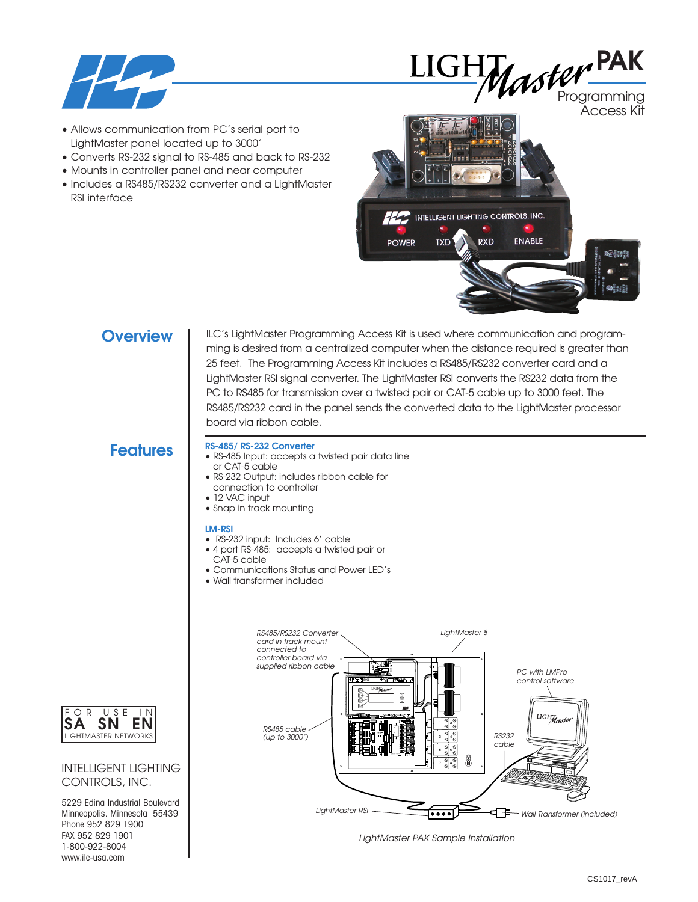# LIGHT Master PAK

Programming Access Kit

- Allows communication from PC's serial port to LightMaster panel located up to 3000'
- Converts RS-232 signal to RS-485 and back to RS-232
- Mounts in controller panel and near computer
- Includes a RS485/RS232 converter and a LightMaster RSI interface

## Overview

ILC's LightMaster Programming Access Kit is used where communication and programming is desired from a centralized computer when the distance required is greater than 25 feet. The Programming Access Kit includes a RS485/RS232 converter card and a LightMaster RSI signal converter. The LightMaster RSI converts the RS232 data from the PC to RS485 for transmission over a twisted pair or CAT-5 cable up to 3000 feet. The RS485/RS232 card in the panel sends the converted data to the LightMaster processor board via ribbon cable.

## Features

### RS-485/ RS-232 Converter

- RS-485 Input: accepts a twisted pair data line or CAT-5 cable
- RS-232 Output: includes ribbon cable for connection to controller
- 12 VAC input
- Snap in track mounting

### LM-RSI

- RS-232 input: Includes 6' cable
- 4 port RS-485: accepts a twisted pair or CAT-5 cable
- Communications Status and Power LED's
- Wall transformer included

*RS485/RS232 Converter card in track mount connected to controller board via supplied ribbon cable*

*LightMaster 8*

*PC with LMPro control software*

*RS485 cable (up to 3000')*

*RS232 cable*

*LightMaster RSI*

*Wall Transformer (included)*

*LightMaster PAK Sample Installation*

FOR USE IN SA SN EN LIGHTMASTER NETWORKS

INTELLIGENT LIGHTING CONTROLS, INC.

5229 Edina Industrial Boulevard
Minneapolis, Minnesota 55439
Phone 952 829 1900
FAX 952 829 1901
1-800-922-8004
www.ilc-usa.com

CS1017_revA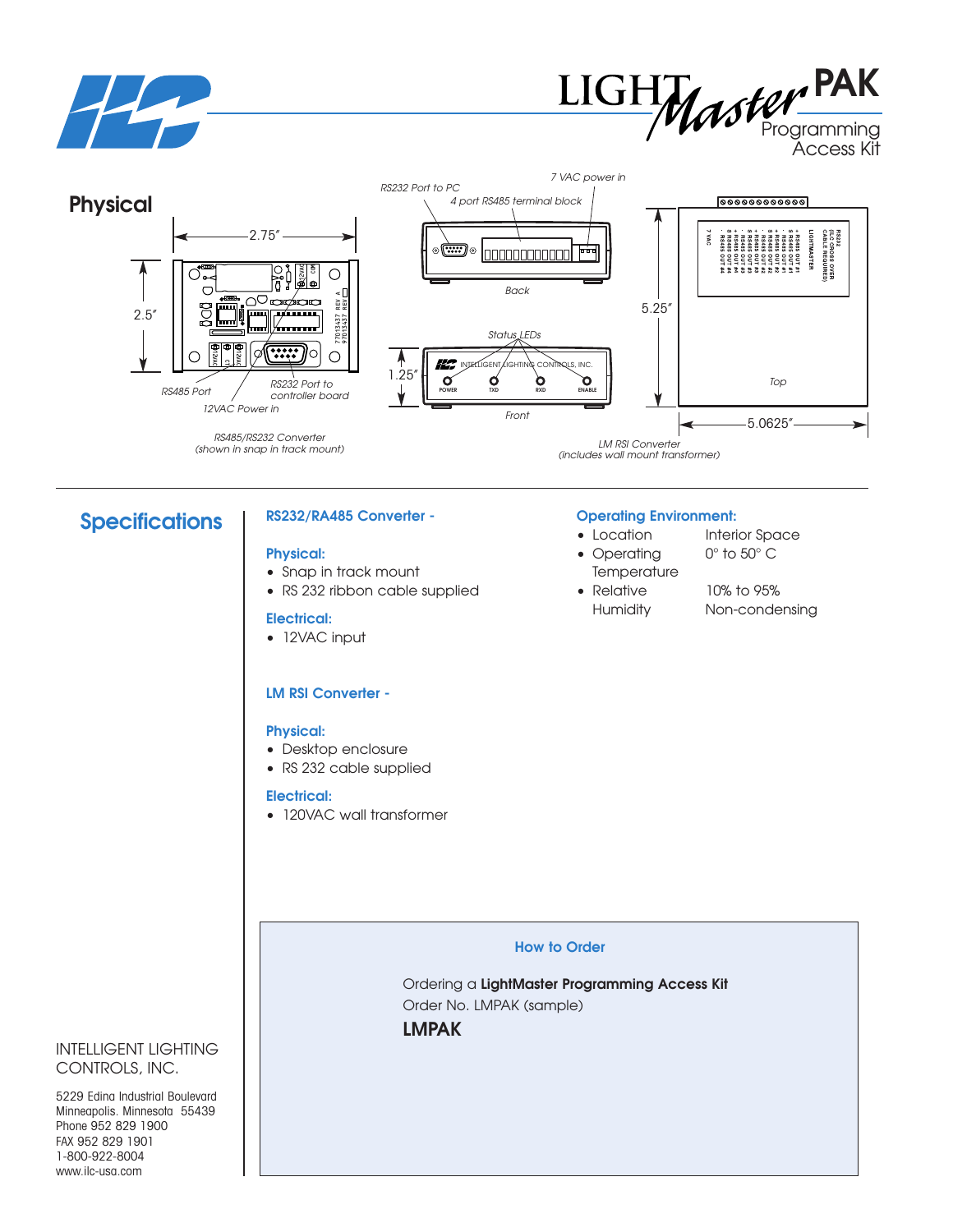# LIGHTMaster PAK

Programming Access Kit

## Physical

2.75″

2.5″

RS485 Port

RS232 Port to controller board

12VAC Power in

RS485/RS232 Converter
(shown in snap in track mount)

RS232 Port to PC

4 port RS485 terminal block

7 VAC power in

Back

Status LEDs

INTELLIGENT LIGHTING CONTROLS, INC.

POWER TXD RXD ENABLE

1.25″

Front

5.25″

Top

5.0625″

LM RSI Converter
(includes wall mount transformer)

## Specifications

### RS232/RA485 Converter -

**Physical:**

- Snap in track mount
- RS 232 ribbon cable supplied

**Electrical:**

- 12VAC input

### LM RSI Converter -

**Physical:**

- Desktop enclosure
- RS 232 cable supplied

**Electrical:**

- 120VAC wall transformer

### Operating Environment:

- Location — Interior Space
- Operating Temperature — 0° to 50° C
- Relative Humidity — 10% to 95% Non-condensing

### How to Order

Ordering a **LightMaster Programming Access Kit**

Order No. LMPAK (sample)

**LMPAK**

INTELLIGENT LIGHTING CONTROLS, INC.

5229 Edina Industrial Boulevard
Minneapolis, Minnesota 55439
Phone 952 829 1900
FAX 952 829 1901
1-800-922-8004
www.ilc-usa.com